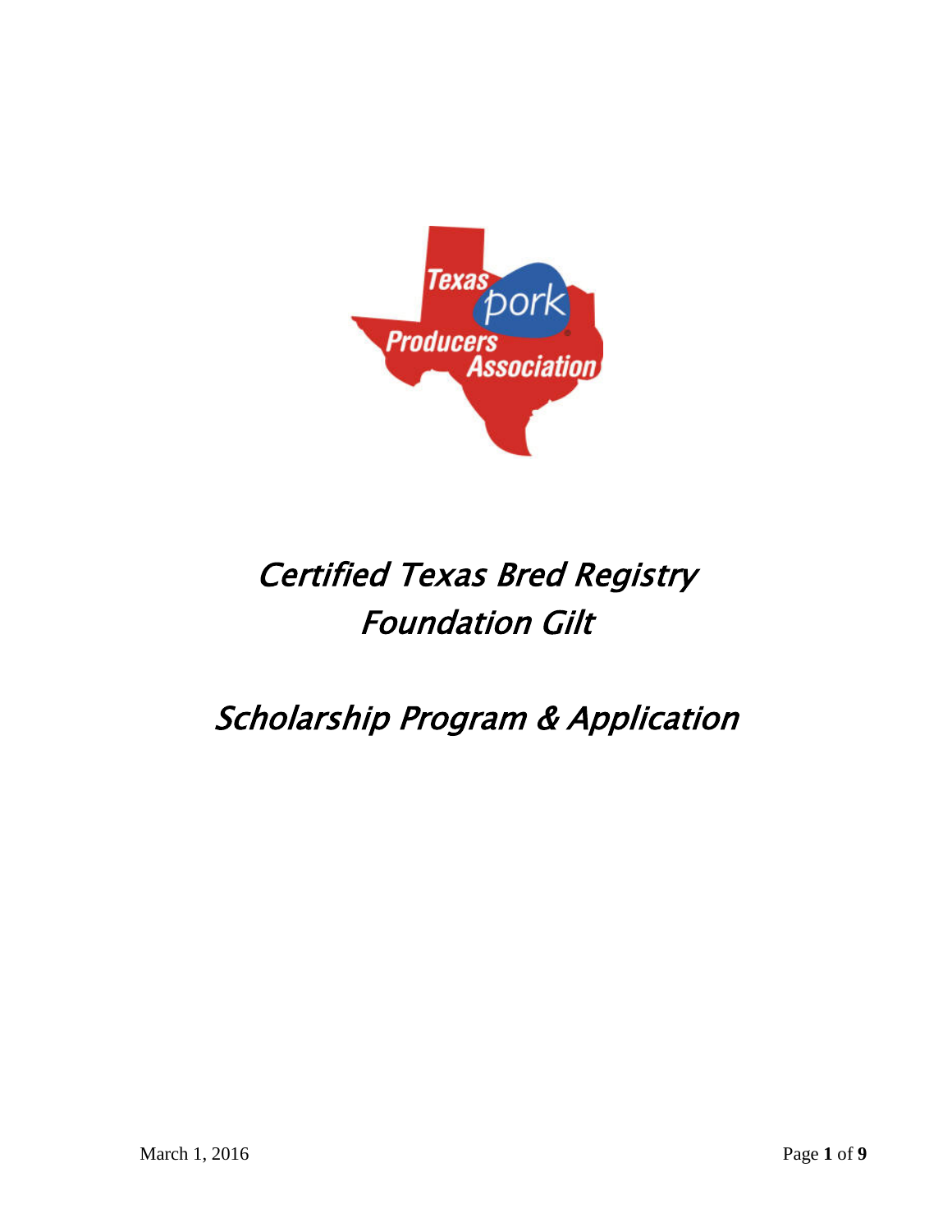# Certified Texas Bred Registry Foundation Gilt

# Scholarship Program & Application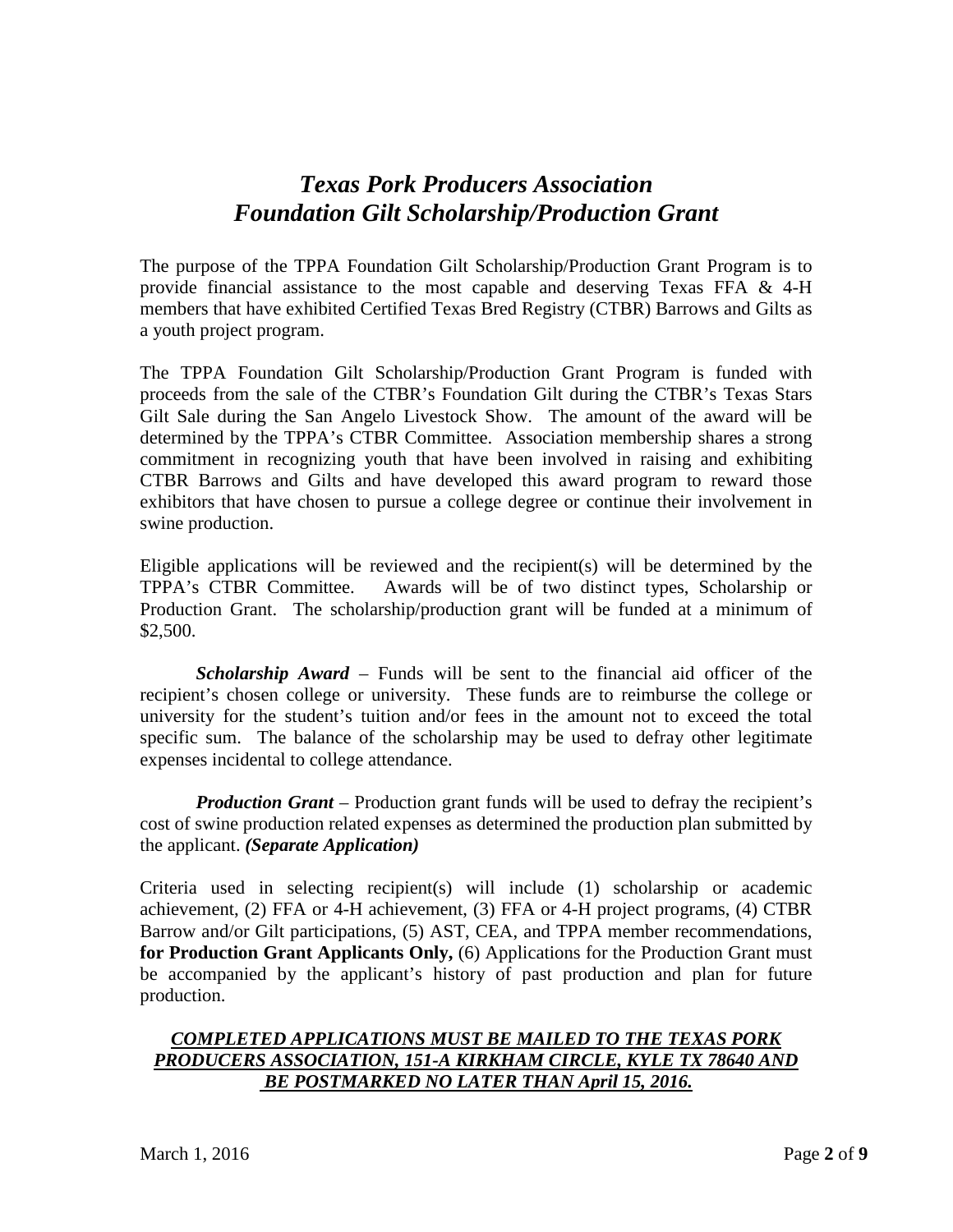# *Texas Pork Producers Association*
# *Foundation Gilt Scholarship/Production Grant*

The purpose of the TPPA Foundation Gilt Scholarship/Production Grant Program is to provide financial assistance to the most capable and deserving Texas FFA & 4-H members that have exhibited Certified Texas Bred Registry (CTBR) Barrows and Gilts as a youth project program.

The TPPA Foundation Gilt Scholarship/Production Grant Program is funded with proceeds from the sale of the CTBR's Foundation Gilt during the CTBR's Texas Stars Gilt Sale during the San Angelo Livestock Show. The amount of the award will be determined by the TPPA's CTBR Committee. Association membership shares a strong commitment in recognizing youth that have been involved in raising and exhibiting CTBR Barrows and Gilts and have developed this award program to reward those exhibitors that have chosen to pursue a college degree or continue their involvement in swine production.

Eligible applications will be reviewed and the recipient(s) will be determined by the TPPA's CTBR Committee. Awards will be of two distinct types, Scholarship or Production Grant. The scholarship/production grant will be funded at a minimum of $2,500.

***Scholarship Award*** – Funds will be sent to the financial aid officer of the recipient's chosen college or university. These funds are to reimburse the college or university for the student's tuition and/or fees in the amount not to exceed the total specific sum. The balance of the scholarship may be used to defray other legitimate expenses incidental to college attendance.

***Production Grant*** – Production grant funds will be used to defray the recipient's cost of swine production related expenses as determined the production plan submitted by the applicant. ***(Separate Application)***

Criteria used in selecting recipient(s) will include (1) scholarship or academic achievement, (2) FFA or 4-H achievement, (3) FFA or 4-H project programs, (4) CTBR Barrow and/or Gilt participations, (5) AST, CEA, and TPPA member recommendations, **for Production Grant Applicants Only,** (6) Applications for the Production Grant must be accompanied by the applicant's history of past production and plan for future production.

***COMPLETED APPLICATIONS MUST BE MAILED TO THE TEXAS PORK PRODUCERS ASSOCIATION, 151-A KIRKHAM CIRCLE, KYLE TX 78640 AND BE POSTMARKED NO LATER THAN April 15, 2016.***

March 1, 2016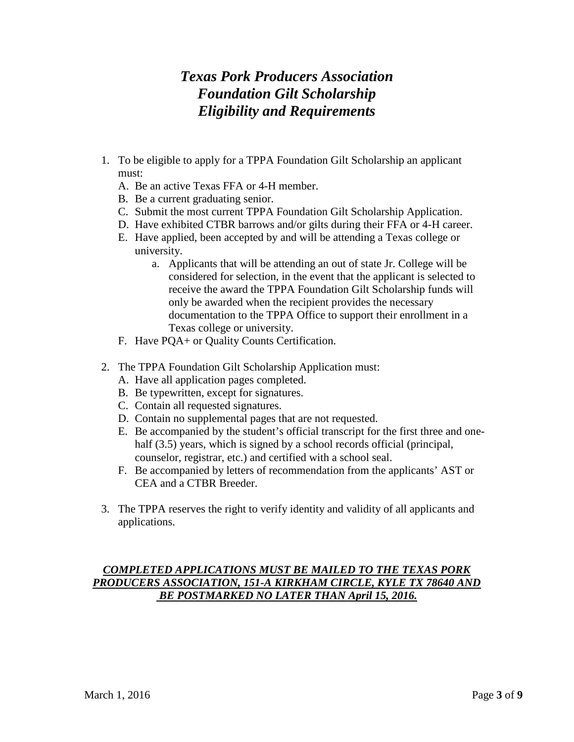# *Texas Pork Producers Association*
# *Foundation Gilt Scholarship*
# *Eligibility and Requirements*

1. To be eligible to apply for a TPPA Foundation Gilt Scholarship an applicant must:
   A. Be an active Texas FFA or 4-H member.
   B. Be a current graduating senior.
   C. Submit the most current TPPA Foundation Gilt Scholarship Application.
   D. Have exhibited CTBR barrows and/or gilts during their FFA or 4-H career.
   E. Have applied, been accepted by and will be attending a Texas college or university.
      a. Applicants that will be attending an out of state Jr. College will be considered for selection, in the event that the applicant is selected to receive the award the TPPA Foundation Gilt Scholarship funds will only be awarded when the recipient provides the necessary documentation to the TPPA Office to support their enrollment in a Texas college or university.
   F. Have PQA+ or Quality Counts Certification.

2. The TPPA Foundation Gilt Scholarship Application must:
   A. Have all application pages completed.
   B. Be typewritten, except for signatures.
   C. Contain all requested signatures.
   D. Contain no supplemental pages that are not requested.
   E. Be accompanied by the student's official transcript for the first three and one-half (3.5) years, which is signed by a school records official (principal, counselor, registrar, etc.) and certified with a school seal.
   F. Be accompanied by letters of recommendation from the applicants' AST or CEA and a CTBR Breeder.

3. The TPPA reserves the right to verify identity and validity of all applicants and applications.

***COMPLETED APPLICATIONS MUST BE MAILED TO THE TEXAS PORK PRODUCERS ASSOCIATION, 151-A KIRKHAM CIRCLE, KYLE TX 78640 AND BE POSTMARKED NO LATER THAN April 15, 2016.***

March 1, 2016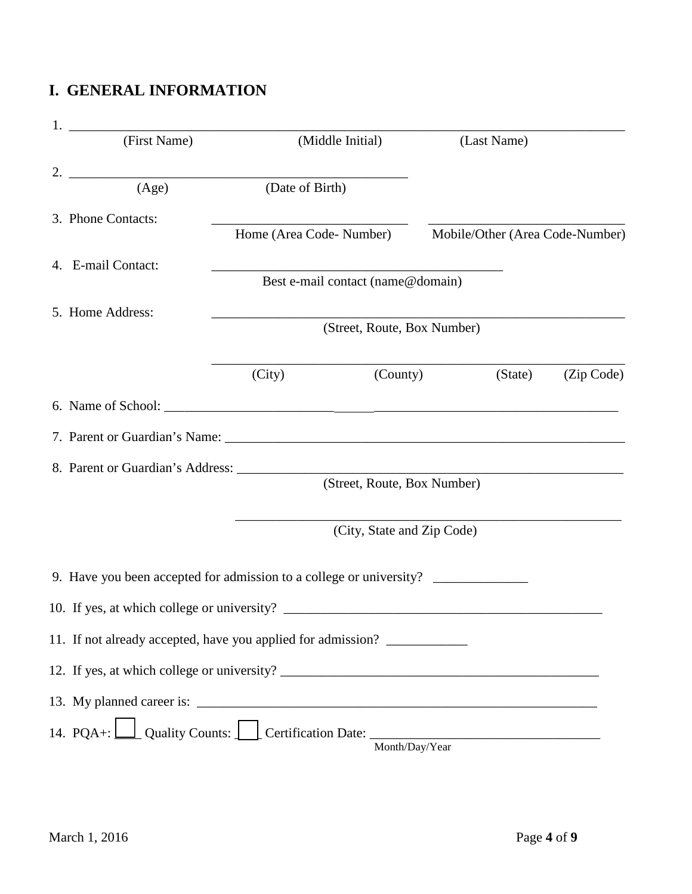## I. GENERAL INFORMATION

1. ______________________________________________________________________________
   (First Name) (Middle Initial) (Last Name)

2. ______________________________________________
   (Age) (Date of Birth)

3. Phone Contacts: ___________________________ ___________________________
   Home (Area Code- Number) Mobile/Other (Area Code-Number)

4. E-mail Contact: ________________________________________
   Best e-mail contact (name@domain)

5. Home Address: _________________________________________________________
   (Street, Route, Box Number)

   _________________________________________________________
   (City) (County) (State) (Zip Code)

6. Name of School: ____________________________________________________________

7. Parent or Guardian's Name: ______________________________________________________

8. Parent or Guardian's Address: ____________________________________________________
   (Street, Route, Box Number)

   ____________________________________________________
   (City, State and Zip Code)

9. Have you been accepted for admission to a college or university? _____________

10. If yes, at which college or university? ________________________________________

11. If not already accepted, have you applied for admission? ___________

12. If yes, at which college or university? ________________________________________

13. My planned career is: ____________________________________________________

14. PQA+: ☐ Quality Counts: ☐ Certification Date: ____________________________
    Month/Day/Year

March 1, 2016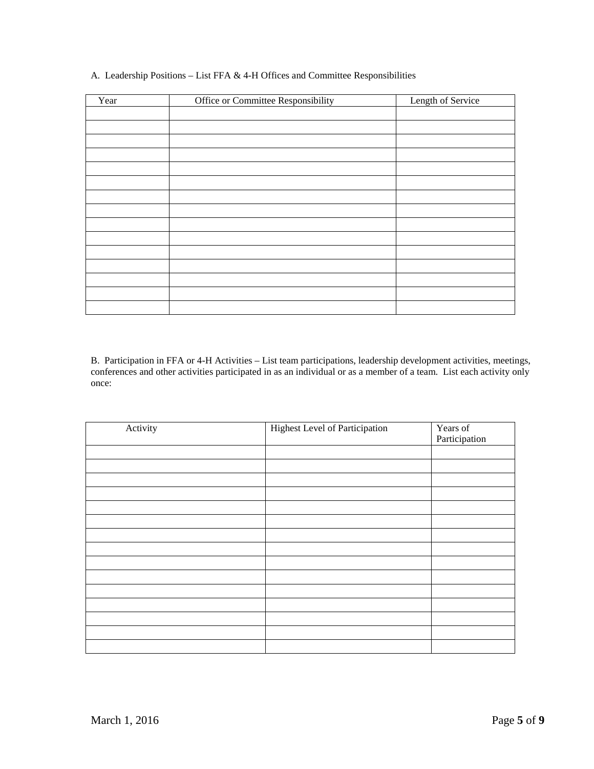A. Leadership Positions – List FFA & 4-H Offices and Committee Responsibilities

| Year | Office or Committee Responsibility | Length of Service |
|---|---|---|
| | | |
| | | |
| | | |
| | | |
| | | |
| | | |
| | | |
| | | |
| | | |
| | | |
| | | |
| | | |
| | | |
| | | |
| | | |

B. Participation in FFA or 4-H Activities – List team participations, leadership development activities, meetings, conferences and other activities participated in as an individual or as a member of a team. List each activity only once:

| Activity | Highest Level of Participation | Years of Participation |
|---|---|---|
| | | |
| | | |
| | | |
| | | |
| | | |
| | | |
| | | |
| | | |
| | | |
| | | |
| | | |
| | | |
| | | |
| | | |
| | | |

March 1, 2016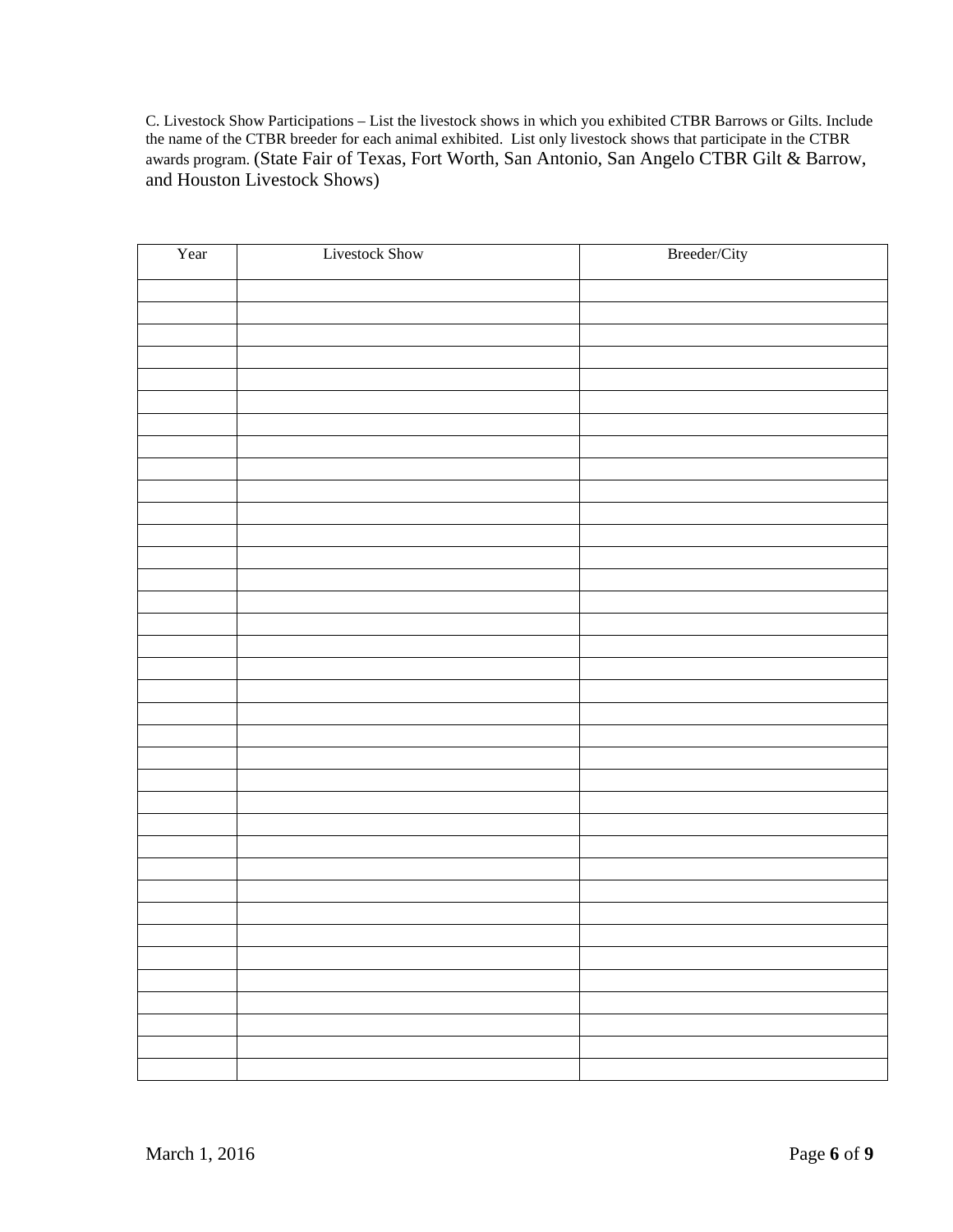C. Livestock Show Participations – List the livestock shows in which you exhibited CTBR Barrows or Gilts. Include the name of the CTBR breeder for each animal exhibited. List only livestock shows that participate in the CTBR awards program. (State Fair of Texas, Fort Worth, San Antonio, San Angelo CTBR Gilt & Barrow, and Houston Livestock Shows)

| Year | Livestock Show | Breeder/City |
|---|---|---|
| | | |
| | | |
| | | |
| | | |
| | | |
| | | |
| | | |
| | | |
| | | |
| | | |
| | | |
| | | |
| | | |
| | | |
| | | |
| | | |
| | | |
| | | |
| | | |
| | | |
| | | |
| | | |
| | | |
| | | |
| | | |
| | | |
| | | |
| | | |
| | | |
| | | |
| | | |
| | | |
| | | |
| | | |
| | | |
| | | |
| | | |

March 1, 2016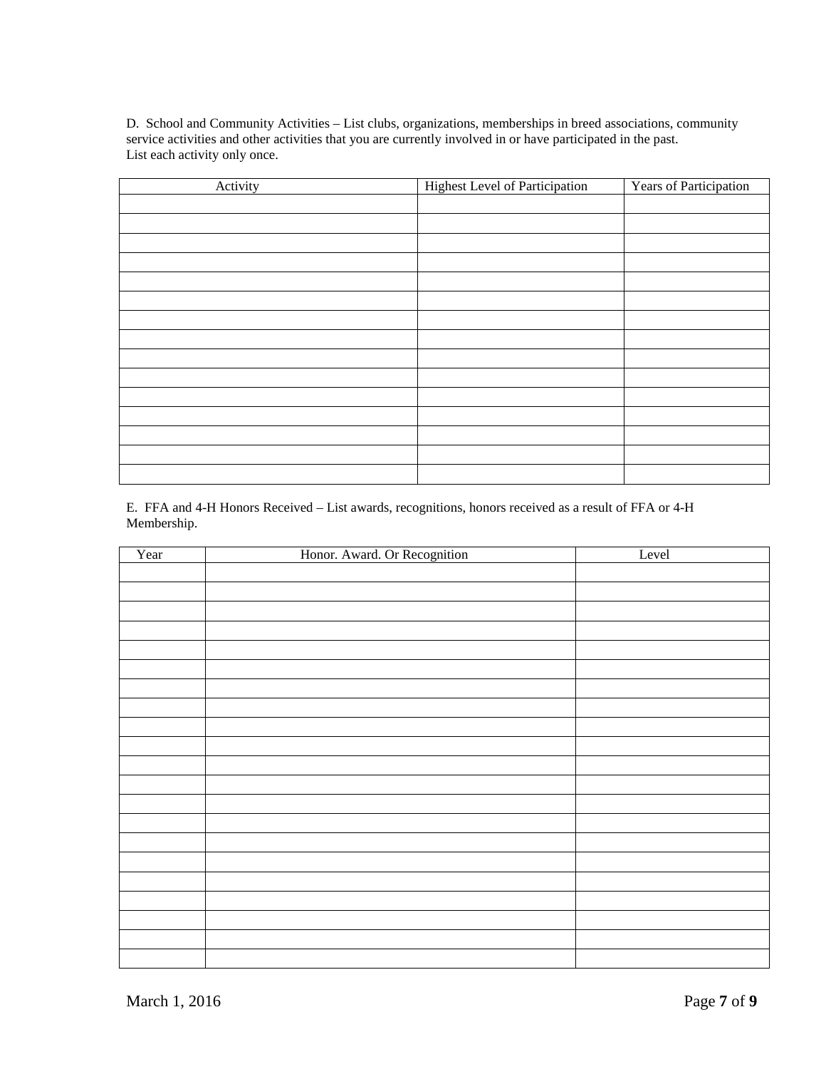D. School and Community Activities – List clubs, organizations, memberships in breed associations, community service activities and other activities that you are currently involved in or have participated in the past. List each activity only once.

| Activity | Highest Level of Participation | Years of Participation |
|---|---|---|
| | | |
| | | |
| | | |
| | | |
| | | |
| | | |
| | | |
| | | |
| | | |
| | | |
| | | |
| | | |
| | | |
| | | |
| | | |

E. FFA and 4-H Honors Received – List awards, recognitions, honors received as a result of FFA or 4-H Membership.

| Year | Honor. Award. Or Recognition | Level |
|---|---|---|
| | | |
| | | |
| | | |
| | | |
| | | |
| | | |
| | | |
| | | |
| | | |
| | | |
| | | |
| | | |
| | | |
| | | |
| | | |
| | | |
| | | |
| | | |
| | | |
| | | |
| | | |

March 1, 2016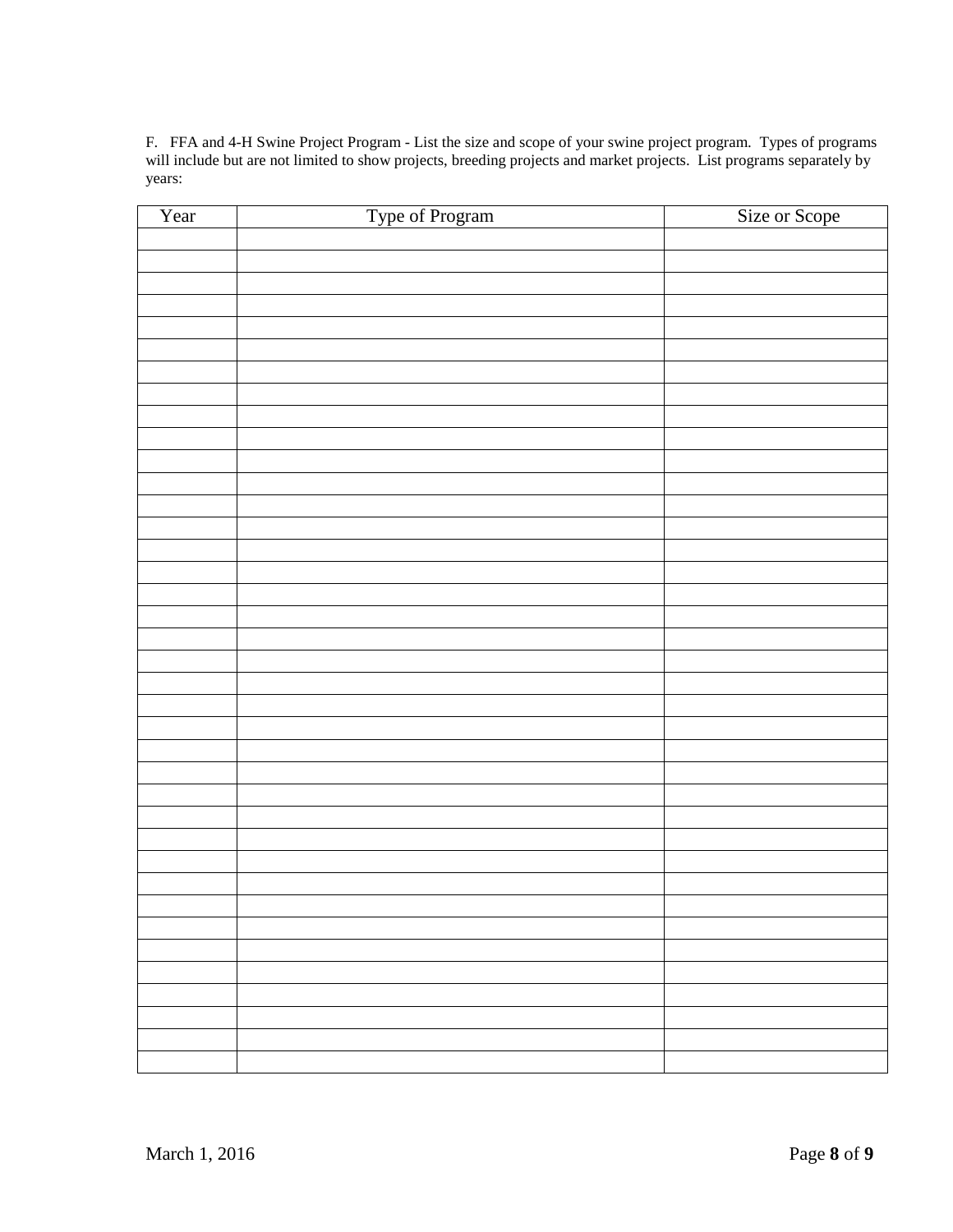F. FFA and 4-H Swine Project Program - List the size and scope of your swine project program. Types of programs will include but are not limited to show projects, breeding projects and market projects. List programs separately by years:

| Year | Type of Program | Size or Scope |
| --- | --- | --- |
| | | |
| | | |
| | | |
| | | |
| | | |
| | | |
| | | |
| | | |
| | | |
| | | |
| | | |
| | | |
| | | |
| | | |
| | | |
| | | |
| | | |
| | | |
| | | |
| | | |
| | | |
| | | |
| | | |
| | | |
| | | |
| | | |
| | | |
| | | |
| | | |
| | | |
| | | |
| | | |
| | | |
| | | |
| | | |
| | | |
| | | |
| | | |
| | | |

March 1, 2016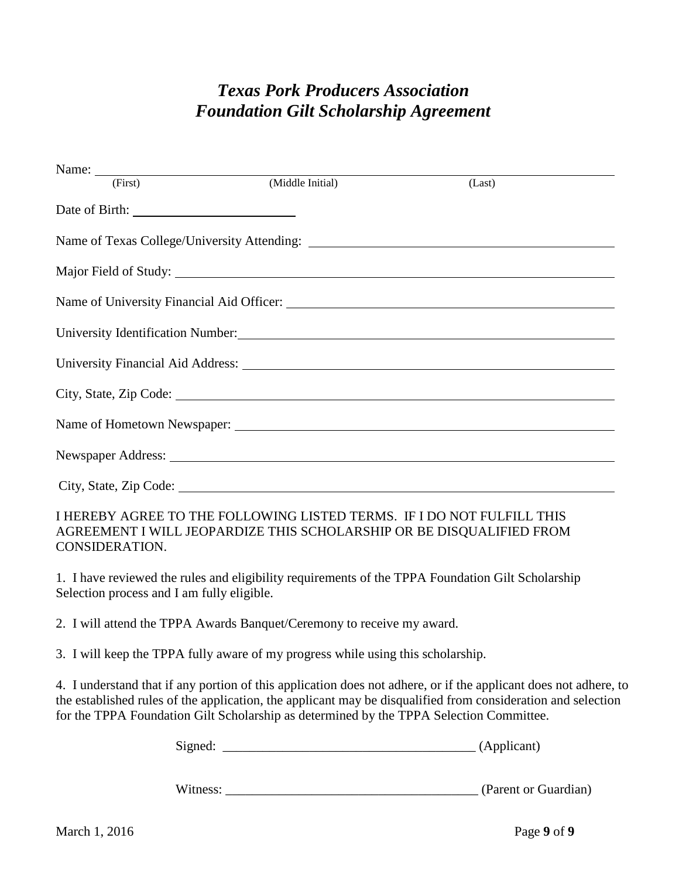# *Texas Pork Producers Association*
# *Foundation Gilt Scholarship Agreement*

Name: ______________________________________________________________
(First) (Middle Initial) (Last)

Date of Birth: ________________________

Name of Texas College/University Attending: ______________________________

Major Field of Study: ______________________________________________

Name of University Financial Aid Officer: ______________________________

University Identification Number: ___________________________________

University Financial Aid Address: ___________________________________

City, State, Zip Code: ______________________________________________

Name of Hometown Newspaper: _______________________________________

Newspaper Address: ________________________________________________

City, State, Zip Code: ______________________________________________

I HEREBY AGREE TO THE FOLLOWING LISTED TERMS. IF I DO NOT FULFILL THIS AGREEMENT I WILL JEOPARDIZE THIS SCHOLARSHIP OR BE DISQUALIFIED FROM CONSIDERATION.

1. I have reviewed the rules and eligibility requirements of the TPPA Foundation Gilt Scholarship Selection process and I am fully eligible.

2. I will attend the TPPA Awards Banquet/Ceremony to receive my award.

3. I will keep the TPPA fully aware of my progress while using this scholarship.

4. I understand that if any portion of this application does not adhere, or if the applicant does not adhere, to the established rules of the application, the applicant may be disqualified from consideration and selection for the TPPA Foundation Gilt Scholarship as determined by the TPPA Selection Committee.

Signed: ______________________________________ (Applicant)

Witness: _____________________________________ (Parent or Guardian)

March 1, 2016